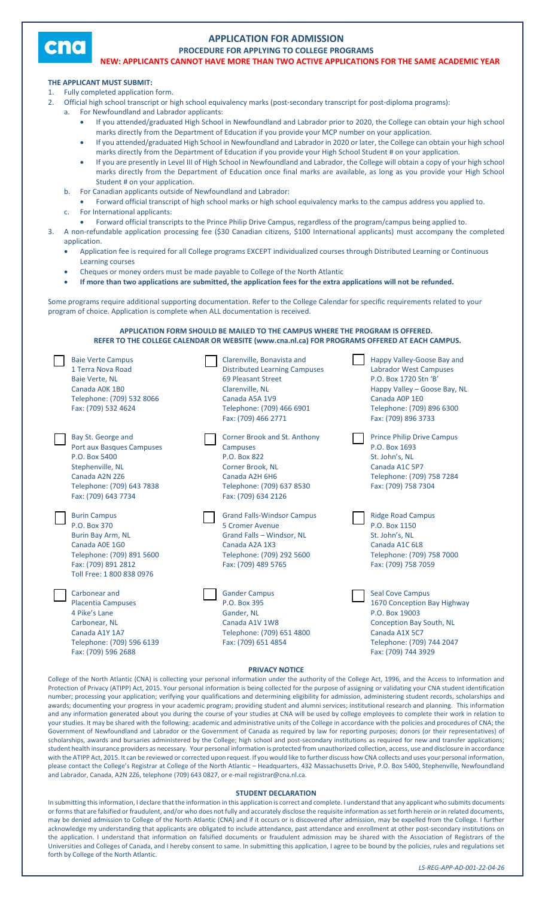cna

# APPLICATION FOR ADMISSION

## PROCEDURE FOR APPLYING TO COLLEGE PROGRAMS

**NEW: APPLICANTS CANNOT HAVE MORE THAN TWO ACTIVE APPLICATIONS FOR THE SAME ACADEMIC YEAR**

**THE APPLICANT MUST SUBMIT:**

1. Fully completed application form.
2. Official high school transcript or high school equivalency marks (post-secondary transcript for post-diploma programs):
   a. For Newfoundland and Labrador applicants:
      - If you attended/graduated High School in Newfoundland and Labrador prior to 2020, the College can obtain your high school marks directly from the Department of Education if you provide your MCP number on your application.
      - If you attended/graduated High School in Newfoundland and Labrador in 2020 or later, the College can obtain your high school marks directly from the Department of Education if you provide your High School Student # on your application.
      - If you are presently in Level III of High School in Newfoundland and Labrador, the College will obtain a copy of your high school marks directly from the Department of Education once final marks are available, as long as you provide your High School Student # on your application.

   b. For Canadian applicants outside of Newfoundland and Labrador:
      - Forward official transcript of high school marks or high school equivalency marks to the campus address you applied to.

   c. For International applicants:
      - Forward official transcripts to the Prince Philip Drive Campus, regardless of the program/campus being applied to.
3. A non-refundable application processing fee ($30 Canadian citizens, $100 International applicants) must accompany the completed application.
   - Application fee is required for all College programs EXCEPT individualized courses through Distributed Learning or Continuous Learning courses
   - Cheques or money orders must be made payable to College of the North Atlantic
   - **If more than two applications are submitted, the application fees for the extra applications will not be refunded.**

Some programs require additional supporting documentation. Refer to the College Calendar for specific requirements related to your program of choice. Application is complete when ALL documentation is received.

**APPLICATION FORM SHOULD BE MAILED TO THE CAMPUS WHERE THE PROGRAM IS OFFERED.**
**REFER TO THE COLLEGE CALENDAR OR WEBSITE (www.cna.nl.ca) FOR PROGRAMS OFFERED AT EACH CAMPUS.**

☐ Baie Verte Campus
1 Terra Nova Road
Baie Verte, NL
Canada A0K 1B0
Telephone: (709) 532 8066
Fax: (709) 532 4624

☐ Bay St. George and Port aux Basques Campuses
P.O. Box 5400
Stephenville, NL
Canada A2N 2Z6
Telephone: (709) 643 7838
Fax: (709) 643 7734

☐ Burin Campus
P.O. Box 370
Burin Bay Arm, NL
Canada A0E 1G0
Telephone: (709) 891 5600
Fax: (709) 891 2812
Toll Free: 1 800 838 0976

☐ Carbonear and Placentia Campuses
4 Pike's Lane
Carbonear, NL
Canada A1Y 1A7
Telephone: (709) 596 6139
Fax: (709) 596 2688

☐ Clarenville, Bonavista and Distributed Learning Campuses
69 Pleasant Street
Clarenville, NL
Canada A5A 1V9
Telephone: (709) 466 6901
Fax: (709) 466 2771

☐ Corner Brook and St. Anthony Campuses
P.O. Box 822
Corner Brook, NL
Canada A2H 6H6
Telephone: (709) 637 8530
Fax: (709) 634 2126

☐ Grand Falls-Windsor Campus
5 Cromer Avenue
Grand Falls – Windsor, NL
Canada A2A 1X3
Telephone: (709) 292 5600
Fax: (709) 489 5765

☐ Gander Campus
P.O. Box 395
Gander, NL
Canada A1V 1W8
Telephone: (709) 651 4800
Fax: (709) 651 4854

☐ Happy Valley-Goose Bay and Labrador West Campuses
P.O. Box 1720 Stn 'B'
Happy Valley – Goose Bay, NL
Canada A0P 1E0
Telephone: (709) 896 6300
Fax: (709) 896 3733

☐ Prince Philip Drive Campus
P.O. Box 1693
St. John's, NL
Canada A1C 5P7
Telephone: (709) 758 7284
Fax: (709) 758 7304

☐ Ridge Road Campus
P.O. Box 1150
St. John's, NL
Canada A1C 6L8
Telephone: (709) 758 7000
Fax: (709) 758 7059

☐ Seal Cove Campus
1670 Conception Bay Highway
P.O. Box 19003
Conception Bay South, NL
Canada A1X 5C7
Telephone: (709) 744 2047
Fax: (709) 744 3929

**PRIVACY NOTICE**

College of the North Atlantic (CNA) is collecting your personal information under the authority of the College Act, 1996, and the Access to Information and Protection of Privacy (ATIPP) Act, 2015. Your personal information is being collected for the purpose of assigning or validating your CNA student identification number; processing your application; verifying your qualifications and determining eligibility for admission, administering student records, scholarships and awards; documenting your progress in your academic program; providing student and alumni services; institutional research and planning. This information and any information generated about you during the course of your studies at CNA will be used by college employees to complete their work in relation to your studies. It may be shared with the following: academic and administrative units of the College in accordance with the policies and procedures of CNA; the Government of Newfoundland and Labrador or the Government of Canada as required by law for reporting purposes; donors (or their representatives) of scholarships, awards and bursaries administered by the College; high school and post-secondary institutions as required for new and transfer applications; student health insurance providers as necessary. Your personal information is protected from unauthorized collection, access, use and disclosure in accordance with the ATIPP Act, 2015. It can be reviewed or corrected upon request. If you would like to further discuss how CNA collects and uses your personal information, please contact the College's Registrar at College of the North Atlantic – Headquarters, 432 Massachusetts Drive, P.O. Box 5400, Stephenville, Newfoundland and Labrador, Canada, A2N 2Z6, telephone (709) 643 0827, or e-mail registrar@cna.nl.ca.

**STUDENT DECLARATION**

In submitting this information, I declare that the information in this application is correct and complete. I understand that any applicant who submits documents or forms that are falsified or fraudulent, and/or who does not fully and accurately disclose the requisite information as set forth herein or in related documents, may be denied admission to College of the North Atlantic (CNA) and if it occurs or is discovered after admission, may be expelled from the College. I further acknowledge my understanding that applicants are obligated to include attendance, past attendance and enrollment at other post-secondary institutions on the application. I understand that information on falsified documents or fraudulent admission may be shared with the Association of Registrars of the Universities and Colleges of Canada, and I hereby consent to same. In submitting this application, I agree to be bound by the policies, rules and regulations set forth by College of the North Atlantic.

*LS-REG-APP-AD-001-22-04-26*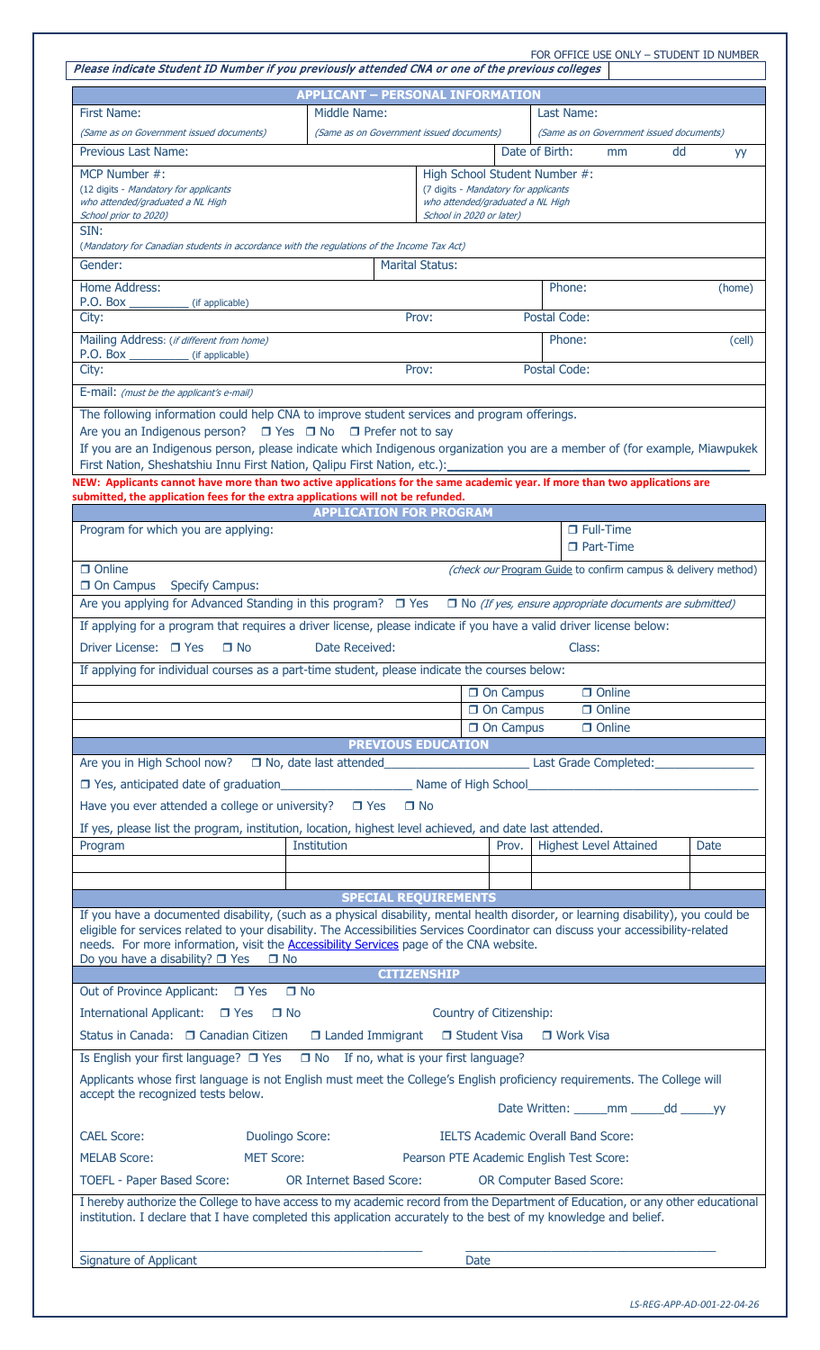FOR OFFICE USE ONLY – STUDENT ID NUMBER

*Please indicate Student ID Number if you previously attended CNA or one of the previous colleges*

## APPLICANT – PERSONAL INFORMATION

| | | | |
|---|---|---|---|
| First Name: (Same as on Government issued documents) | Middle Name: (Same as on Government issued documents) | | Last Name: (Same as on Government issued documents) |
| Previous Last Name: | | | Date of Birth: mm dd yy |
| MCP Number #: (12 digits - *Mandatory for applicants who attended/graduated a NL High School prior to 2020*) | | High School Student Number #: (7 digits - *Mandatory for applicants who attended/graduated a NL High School in 2020 or later*) | |
| SIN: (*Mandatory for Canadian students in accordance with the regulations of the Income Tax Act*) | | | |
| Gender: | Marital Status: | | |
| Home Address: P.O. Box ________ (if applicable) | | | Phone: (home) |
| City: | Prov: | | Postal Code: |
| Mailing Address: (*if different from home*) P.O. Box ________ (if applicable) | | | Phone: (cell) |
| City: | Prov: | | Postal Code: |
| E-mail: (*must be the applicant's e-mail*) | | | |

The following information could help CNA to improve student services and program offerings.

Are you an Indigenous person? ☐ Yes ☐ No ☐ Prefer not to say

If you are an Indigenous person, please indicate which Indigenous organization you are a member of (for example, Miawpukek First Nation, Sheshatshiu Innu First Nation, Qalipu First Nation, etc.):________________________________

**NEW: Applicants cannot have more than two active applications for the same academic year. If more than two applications are submitted, the application fees for the extra applications will not be refunded.**

## APPLICATION FOR PROGRAM

Program for which you are applying: ☐ Full-Time ☐ Part-Time

☐ Online
☐ On Campus Specify Campus: (*check our* Program Guide *to confirm campus & delivery method*)

Are you applying for Advanced Standing in this program? ☐ Yes ☐ No *(If yes, ensure appropriate documents are submitted)*

If applying for a program that requires a driver license, please indicate if you have a valid driver license below:

Driver License: ☐ Yes ☐ No Date Received: Class:

If applying for individual courses as a part-time student, please indicate the courses below:

| | | |
|---|---|---|
| | ☐ On Campus | ☐ Online |
| | ☐ On Campus | ☐ Online |
| | ☐ On Campus | ☐ Online |

## PREVIOUS EDUCATION

Are you in High School now? ☐ No, date last attended____________________ Last Grade Completed:______________

☐ Yes, anticipated date of graduation__________________ Name of High School________________________________

Have you ever attended a college or university? ☐ Yes ☐ No

If yes, please list the program, institution, location, highest level achieved, and date last attended.

| Program | Institution | Prov. | Highest Level Attained | Date |
|---|---|---|---|---|
| | | | | |
| | | | | |

## SPECIAL REQUIREMENTS

If you have a documented disability, (such as a physical disability, mental health disorder, or learning disability), you could be eligible for services related to your disability. The Accessibilities Services Coordinator can discuss your accessibility-related needs. For more information, visit the Accessibility Services page of the CNA website.

Do you have a disability? ☐ Yes ☐ No

## CITIZENSHIP

Out of Province Applicant: ☐ Yes ☐ No

International Applicant: ☐ Yes ☐ No Country of Citizenship:

Status in Canada: ☐ Canadian Citizen ☐ Landed Immigrant ☐ Student Visa ☐ Work Visa

Is English your first language? ☐ Yes ☐ No If no, what is your first language?

Applicants whose first language is not English must meet the College's English proficiency requirements. The College will accept the recognized tests below.

Date Written: _____mm _____dd _____yy

| | | |
|---|---|---|
| CAEL Score: | Duolingo Score: | IELTS Academic Overall Band Score: |
| MELAB Score: | MET Score: | Pearson PTE Academic English Test Score: |
| TOEFL - Paper Based Score: | OR Internet Based Score: | OR Computer Based Score: |

I hereby authorize the College to have access to my academic record from the Department of Education, or any other educational institution. I declare that I have completed this application accurately to the best of my knowledge and belief.

_______________________________________ _______________________________

Signature of Applicant Date

*LS-REG-APP-AD-001-22-04-26*